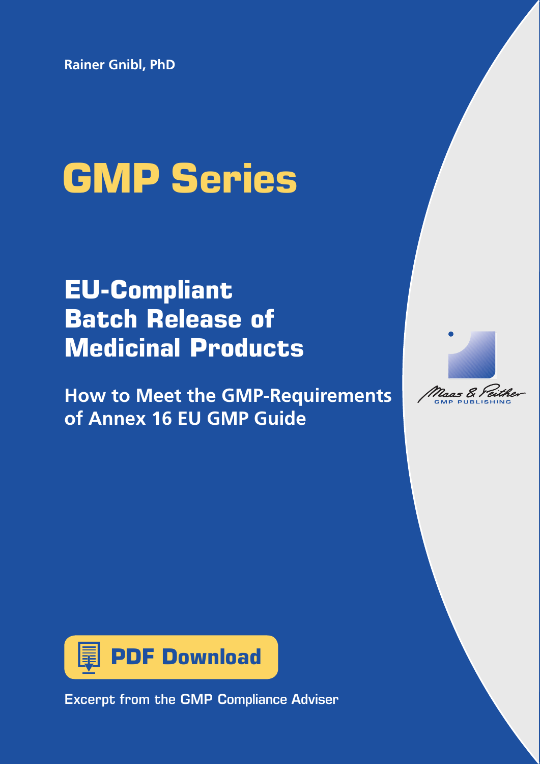Rainer Gnibl, PhD

# GMP Series

## EU-Compliant Batch Release of Medicinal Products

### How to Meet the GMP-Requirements of Annex 16 EU GMP Guide

Maas & Peither GMP PUBLISHING

**PDF Download**

Excerpt from the GMP Compliance Adviser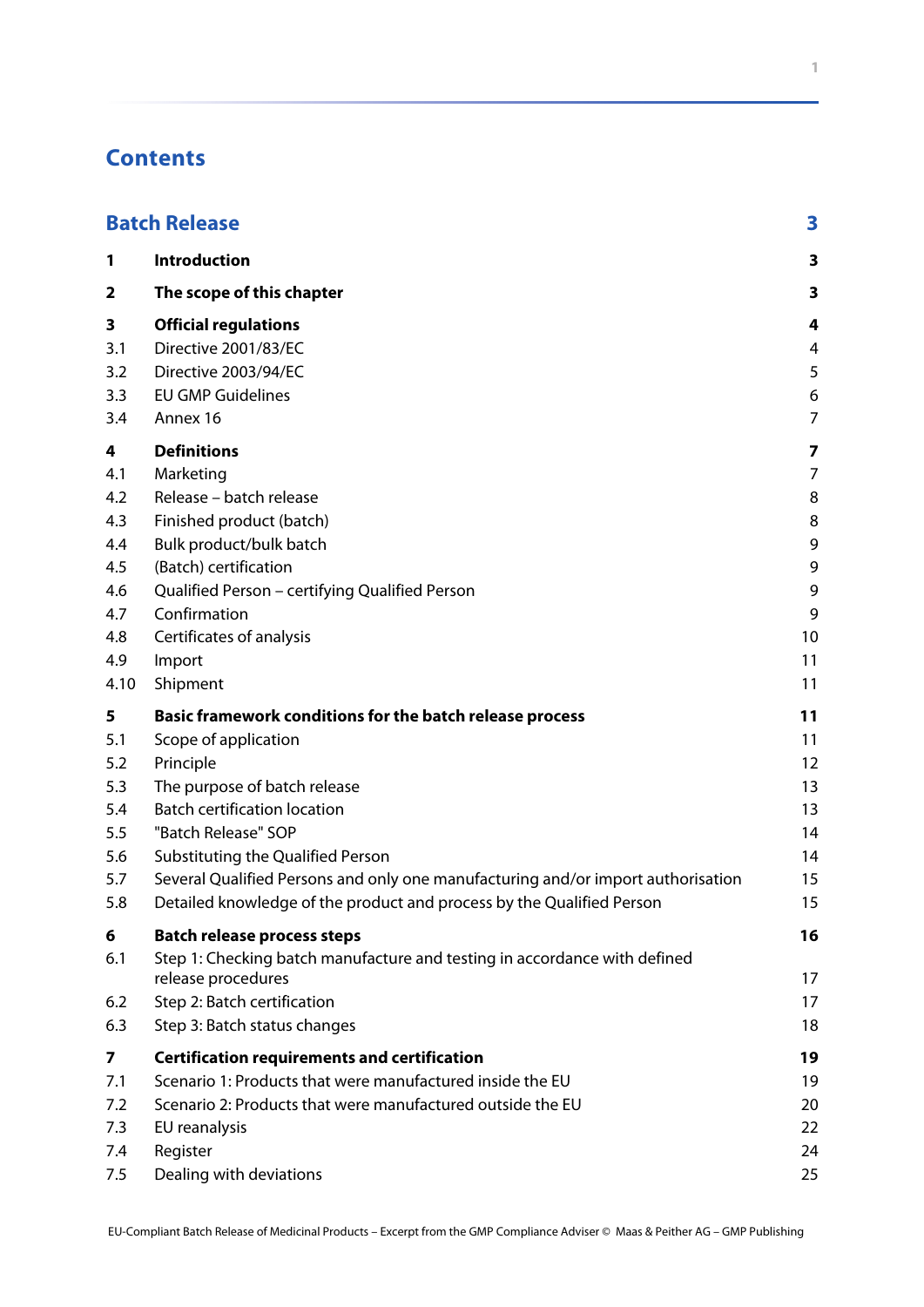# Contents

| | | |
|---|---|---|
| **Batch Release** | | **3** |
| **1** | **Introduction** | **3** |
| **2** | **The scope of this chapter** | **3** |
| **3** | **Official regulations** | **4** |
| 3.1 | Directive 2001/83/EC | 4 |
| 3.2 | Directive 2003/94/EC | 5 |
| 3.3 | EU GMP Guidelines | 6 |
| 3.4 | Annex 16 | 7 |
| **4** | **Definitions** | **7** |
| 4.1 | Marketing | 7 |
| 4.2 | Release – batch release | 8 |
| 4.3 | Finished product (batch) | 8 |
| 4.4 | Bulk product/bulk batch | 9 |
| 4.5 | (Batch) certification | 9 |
| 4.6 | Qualified Person – certifying Qualified Person | 9 |
| 4.7 | Confirmation | 9 |
| 4.8 | Certificates of analysis | 10 |
| 4.9 | Import | 11 |
| 4.10 | Shipment | 11 |
| **5** | **Basic framework conditions for the batch release process** | **11** |
| 5.1 | Scope of application | 11 |
| 5.2 | Principle | 12 |
| 5.3 | The purpose of batch release | 13 |
| 5.4 | Batch certification location | 13 |
| 5.5 | "Batch Release" SOP | 14 |
| 5.6 | Substituting the Qualified Person | 14 |
| 5.7 | Several Qualified Persons and only one manufacturing and/or import authorisation | 15 |
| 5.8 | Detailed knowledge of the product and process by the Qualified Person | 15 |
| **6** | **Batch release process steps** | **16** |
| 6.1 | Step 1: Checking batch manufacture and testing in accordance with defined release procedures | 17 |
| 6.2 | Step 2: Batch certification | 17 |
| 6.3 | Step 3: Batch status changes | 18 |
| **7** | **Certification requirements and certification** | **19** |
| 7.1 | Scenario 1: Products that were manufactured inside the EU | 19 |
| 7.2 | Scenario 2: Products that were manufactured outside the EU | 20 |
| 7.3 | EU reanalysis | 22 |
| 7.4 | Register | 24 |
| 7.5 | Dealing with deviations | 25 |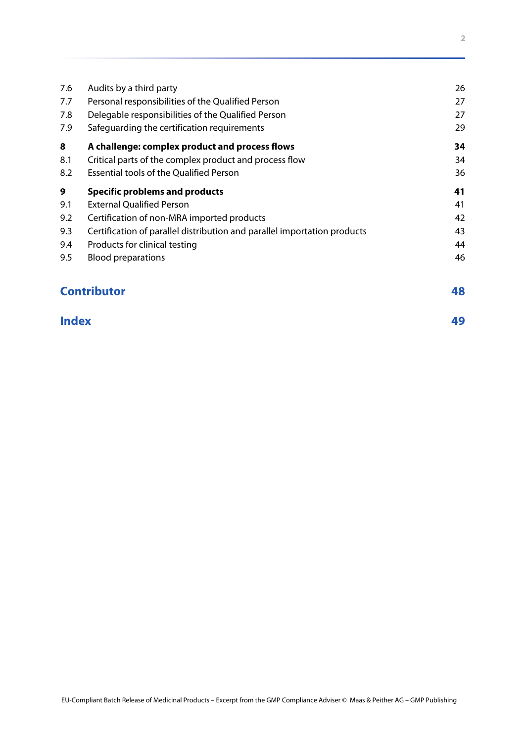| | | |
|---|---|---|
| 7.6 | Audits by a third party | 26 |
| 7.7 | Personal responsibilities of the Qualified Person | 27 |
| 7.8 | Delegable responsibilities of the Qualified Person | 27 |
| 7.9 | Safeguarding the certification requirements | 29 |
| **8** | **A challenge: complex product and process flows** | **34** |
| 8.1 | Critical parts of the complex product and process flow | 34 |
| 8.2 | Essential tools of the Qualified Person | 36 |
| **9** | **Specific problems and products** | **41** |
| 9.1 | External Qualified Person | 41 |
| 9.2 | Certification of non-MRA imported products | 42 |
| 9.3 | Certification of parallel distribution and parallel importation products | 43 |
| 9.4 | Products for clinical testing | 44 |
| 9.5 | Blood preparations | 46 |

**Contributor** 48

**Index** 49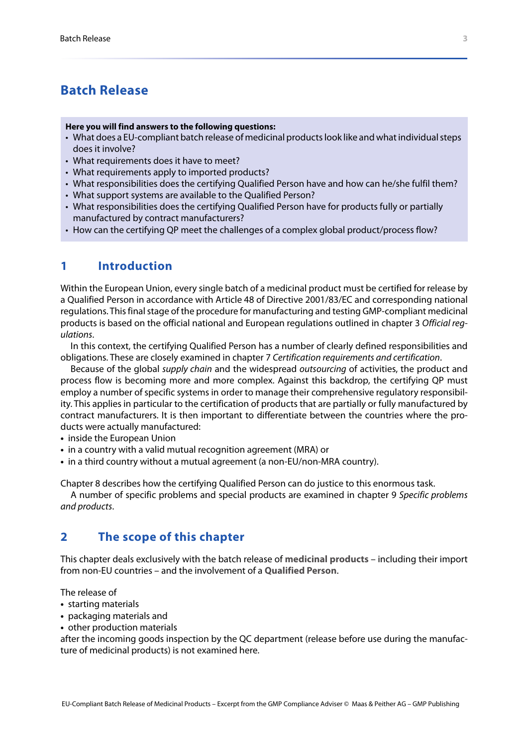# Batch Release

**Here you will find answers to the following questions:**

- What does a EU-compliant batch release of medicinal products look like and what individual steps does it involve?
- What requirements does it have to meet?
- What requirements apply to imported products?
- What responsibilities does the certifying Qualified Person have and how can he/she fulfil them?
- What support systems are available to the Qualified Person?
- What responsibilities does the certifying Qualified Person have for products fully or partially manufactured by contract manufacturers?
- How can the certifying QP meet the challenges of a complex global product/process flow?

## 1 Introduction

Within the European Union, every single batch of a medicinal product must be certified for release by a Qualified Person in accordance with Article 48 of Directive 2001/83/EC and corresponding national regulations. This final stage of the procedure for manufacturing and testing GMP-compliant medicinal products is based on the official national and European regulations outlined in chapter 3 *Official regulations*.

In this context, the certifying Qualified Person has a number of clearly defined responsibilities and obligations. These are closely examined in chapter 7 *Certification requirements and certification*.

Because of the global *supply chain* and the widespread *outsourcing* of activities, the product and process flow is becoming more and more complex. Against this backdrop, the certifying QP must employ a number of specific systems in order to manage their comprehensive regulatory responsibility. This applies in particular to the certification of products that are partially or fully manufactured by contract manufacturers. It is then important to differentiate between the countries where the products were actually manufactured:

- inside the European Union
- in a country with a valid mutual recognition agreement (MRA) or
- in a third country without a mutual agreement (a non-EU/non-MRA country).

Chapter 8 describes how the certifying Qualified Person can do justice to this enormous task.

A number of specific problems and special products are examined in chapter 9 *Specific problems and products*.

## 2 The scope of this chapter

This chapter deals exclusively with the batch release of **medicinal products** – including their import from non-EU countries – and the involvement of a **Qualified Person**.

The release of

- starting materials
- packaging materials and
- other production materials

after the incoming goods inspection by the QC department (release before use during the manufacture of medicinal products) is not examined here.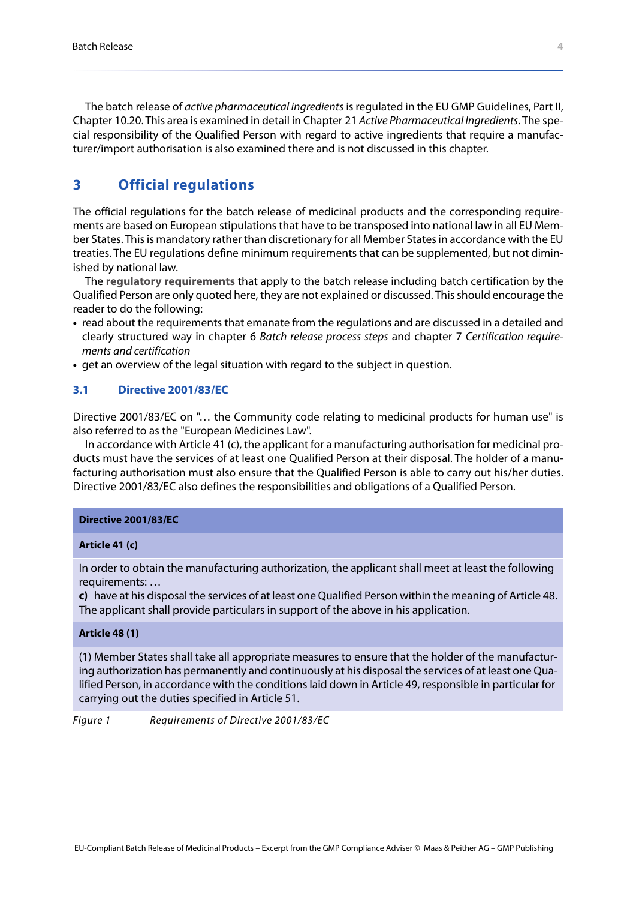The batch release of *active pharmaceutical ingredients* is regulated in the EU GMP Guidelines, Part II, Chapter 10.20. This area is examined in detail in Chapter 21 *Active Pharmaceutical Ingredients*. The special responsibility of the Qualified Person with regard to active ingredients that require a manufacturer/import authorisation is also examined there and is not discussed in this chapter.

## 3 Official regulations

The official regulations for the batch release of medicinal products and the corresponding requirements are based on European stipulations that have to be transposed into national law in all EU Member States. This is mandatory rather than discretionary for all Member States in accordance with the EU treaties. The EU regulations define minimum requirements that can be supplemented, but not diminished by national law.

The **regulatory requirements** that apply to the batch release including batch certification by the Qualified Person are only quoted here, they are not explained or discussed. This should encourage the reader to do the following:

- read about the requirements that emanate from the regulations and are discussed in a detailed and clearly structured way in chapter 6 *Batch release process steps* and chapter 7 *Certification requirements and certification*
- get an overview of the legal situation with regard to the subject in question.

### 3.1 Directive 2001/83/EC

Directive 2001/83/EC on "… the Community code relating to medicinal products for human use" is also referred to as the "European Medicines Law".

In accordance with Article 41 (c), the applicant for a manufacturing authorisation for medicinal products must have the services of at least one Qualified Person at their disposal. The holder of a manufacturing authorisation must also ensure that the Qualified Person is able to carry out his/her duties. Directive 2001/83/EC also defines the responsibilities and obligations of a Qualified Person.

| **Directive 2001/83/EC** |
|---|
| **Article 41 (c)** |
| In order to obtain the manufacturing authorization, the applicant shall meet at least the following requirements: … **c)** have at his disposal the services of at least one Qualified Person within the meaning of Article 48. The applicant shall provide particulars in support of the above in his application. |
| **Article 48 (1)** |
| (1) Member States shall take all appropriate measures to ensure that the holder of the manufacturing authorization has permanently and continuously at his disposal the services of at least one Qualified Person, in accordance with the conditions laid down in Article 49, responsible in particular for carrying out the duties specified in Article 51. |

*Figure 1 Requirements of Directive 2001/83/EC*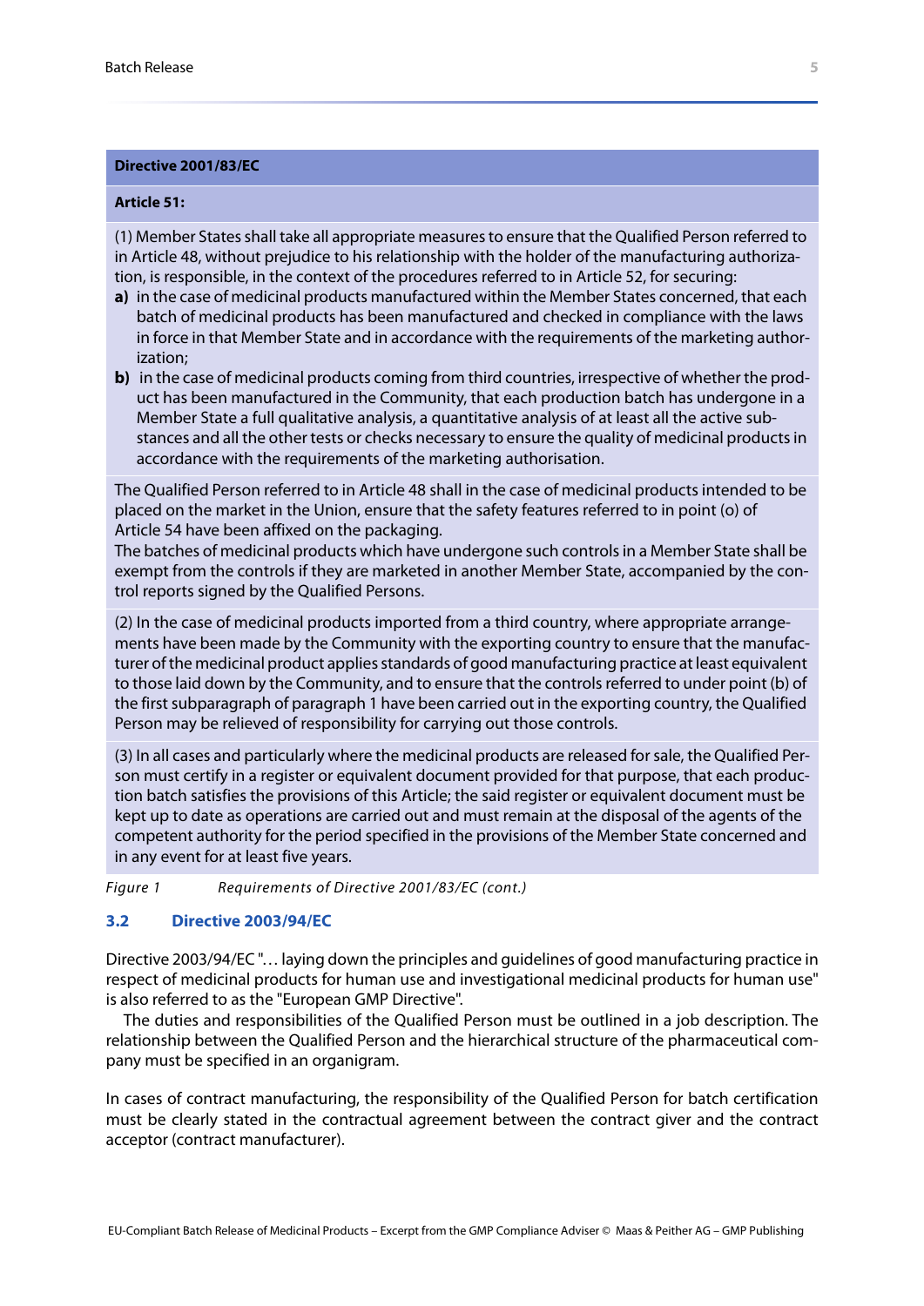**Directive 2001/83/EC**

**Article 51:**

(1) Member States shall take all appropriate measures to ensure that the Qualified Person referred to in Article 48, without prejudice to his relationship with the holder of the manufacturing authorization, is responsible, in the context of the procedures referred to in Article 52, for securing:

**a)** in the case of medicinal products manufactured within the Member States concerned, that each batch of medicinal products has been manufactured and checked in compliance with the laws in force in that Member State and in accordance with the requirements of the marketing authorization;

**b)** in the case of medicinal products coming from third countries, irrespective of whether the product has been manufactured in the Community, that each production batch has undergone in a Member State a full qualitative analysis, a quantitative analysis of at least all the active substances and all the other tests or checks necessary to ensure the quality of medicinal products in accordance with the requirements of the marketing authorisation.

The Qualified Person referred to in Article 48 shall in the case of medicinal products intended to be placed on the market in the Union, ensure that the safety features referred to in point (o) of Article 54 have been affixed on the packaging.
The batches of medicinal products which have undergone such controls in a Member State shall be exempt from the controls if they are marketed in another Member State, accompanied by the control reports signed by the Qualified Persons.

(2) In the case of medicinal products imported from a third country, where appropriate arrangements have been made by the Community with the exporting country to ensure that the manufacturer of the medicinal product applies standards of good manufacturing practice at least equivalent to those laid down by the Community, and to ensure that the controls referred to under point (b) of the first subparagraph of paragraph 1 have been carried out in the exporting country, the Qualified Person may be relieved of responsibility for carrying out those controls.

(3) In all cases and particularly where the medicinal products are released for sale, the Qualified Person must certify in a register or equivalent document provided for that purpose, that each production batch satisfies the provisions of this Article; the said register or equivalent document must be kept up to date as operations are carried out and must remain at the disposal of the agents of the competent authority for the period specified in the provisions of the Member State concerned and in any event for at least five years.

*Figure 1 Requirements of Directive 2001/83/EC (cont.)*

## 3.2 Directive 2003/94/EC

Directive 2003/94/EC "… laying down the principles and guidelines of good manufacturing practice in respect of medicinal products for human use and investigational medicinal products for human use" is also referred to as the "European GMP Directive".

The duties and responsibilities of the Qualified Person must be outlined in a job description. The relationship between the Qualified Person and the hierarchical structure of the pharmaceutical company must be specified in an organigram.

In cases of contract manufacturing, the responsibility of the Qualified Person for batch certification must be clearly stated in the contractual agreement between the contract giver and the contract acceptor (contract manufacturer).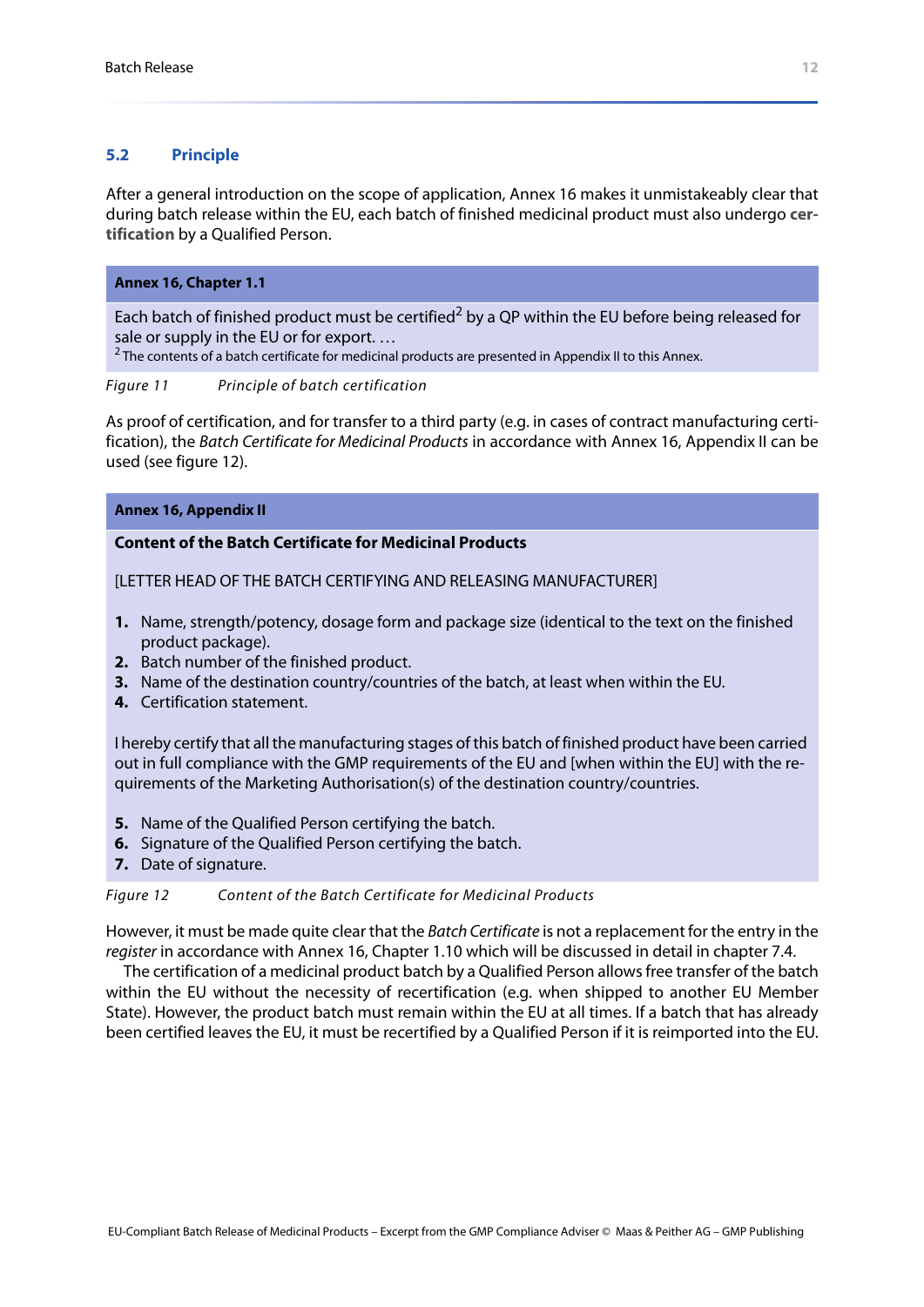## 5.2 Principle

After a general introduction on the scope of application, Annex 16 makes it unmistakeably clear that during batch release within the EU, each batch of finished medicinal product must also undergo **certification** by a Qualified Person.

> **Annex 16, Chapter 1.1**
>
> Each batch of finished product must be certified[2] by a QP within the EU before being released for sale or supply in the EU or for export. …
>
> [2] The contents of a batch certificate for medicinal products are presented in Appendix II to this Annex.

*Figure 11 Principle of batch certification*

As proof of certification, and for transfer to a third party (e.g. in cases of contract manufacturing certification), the *Batch Certificate for Medicinal Products* in accordance with Annex 16, Appendix II can be used (see figure 12).

> **Annex 16, Appendix II**
>
> **Content of the Batch Certificate for Medicinal Products**
>
> [LETTER HEAD OF THE BATCH CERTIFYING AND RELEASING MANUFACTURER]
>
> 1. Name, strength/potency, dosage form and package size (identical to the text on the finished product package).
> 2. Batch number of the finished product.
> 3. Name of the destination country/countries of the batch, at least when within the EU.
> 4. Certification statement.
>
> I hereby certify that all the manufacturing stages of this batch of finished product have been carried out in full compliance with the GMP requirements of the EU and [when within the EU] with the requirements of the Marketing Authorisation(s) of the destination country/countries.
>
> 5. Name of the Qualified Person certifying the batch.
> 6. Signature of the Qualified Person certifying the batch.
> 7. Date of signature.

*Figure 12 Content of the Batch Certificate for Medicinal Products*

However, it must be made quite clear that the *Batch Certificate* is not a replacement for the entry in the *register* in accordance with Annex 16, Chapter 1.10 which will be discussed in detail in chapter 7.4.

The certification of a medicinal product batch by a Qualified Person allows free transfer of the batch within the EU without the necessity of recertification (e.g. when shipped to another EU Member State). However, the product batch must remain within the EU at all times. If a batch that has already been certified leaves the EU, it must be recertified by a Qualified Person if it is reimported into the EU.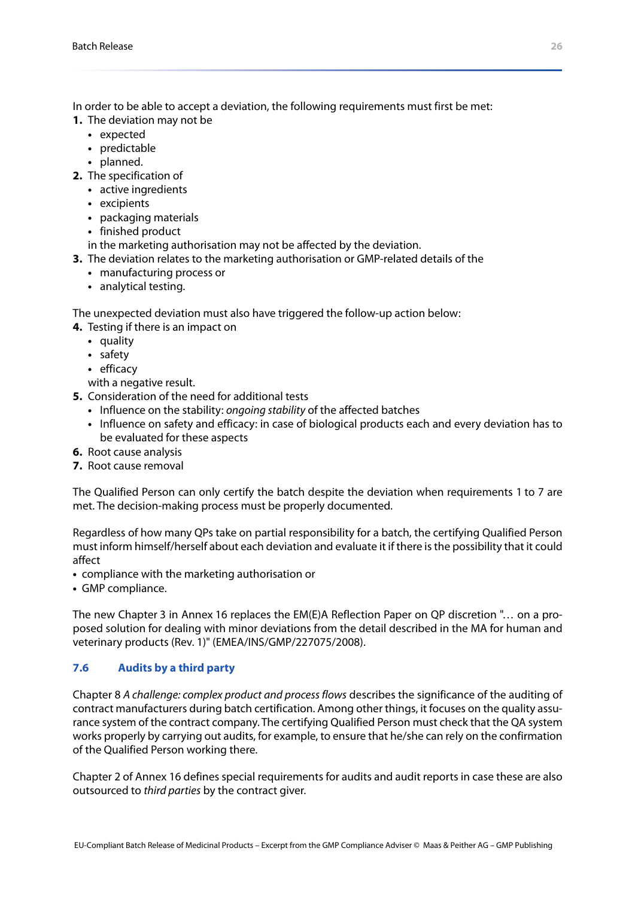In order to be able to accept a deviation, the following requirements must first be met:

1. The deviation may not be
   - expected
   - predictable
   - planned.
2. The specification of
   - active ingredients
   - excipients
   - packaging materials
   - finished product

   in the marketing authorisation may not be affected by the deviation.
3. The deviation relates to the marketing authorisation or GMP-related details of the
   - manufacturing process or
   - analytical testing.

The unexpected deviation must also have triggered the follow-up action below:

4. Testing if there is an impact on
   - quality
   - safety
   - efficacy

   with a negative result.
5. Consideration of the need for additional tests
   - Influence on the stability: *ongoing stability* of the affected batches
   - Influence on safety and efficacy: in case of biological products each and every deviation has to be evaluated for these aspects
6. Root cause analysis
7. Root cause removal

The Qualified Person can only certify the batch despite the deviation when requirements 1 to 7 are met. The decision-making process must be properly documented.

Regardless of how many QPs take on partial responsibility for a batch, the certifying Qualified Person must inform himself/herself about each deviation and evaluate it if there is the possibility that it could affect

- compliance with the marketing authorisation or
- GMP compliance.

The new Chapter 3 in Annex 16 replaces the EM(E)A Reflection Paper on QP discretion "… on a proposed solution for dealing with minor deviations from the detail described in the MA for human and veterinary products (Rev. 1)" (EMEA/INS/GMP/227075/2008).

### 7.6 Audits by a third party

Chapter 8 *A challenge: complex product and process flows* describes the significance of the auditing of contract manufacturers during batch certification. Among other things, it focuses on the quality assurance system of the contract company. The certifying Qualified Person must check that the QA system works properly by carrying out audits, for example, to ensure that he/she can rely on the confirmation of the Qualified Person working there.

Chapter 2 of Annex 16 defines special requirements for audits and audit reports in case these are also outsourced to *third parties* by the contract giver.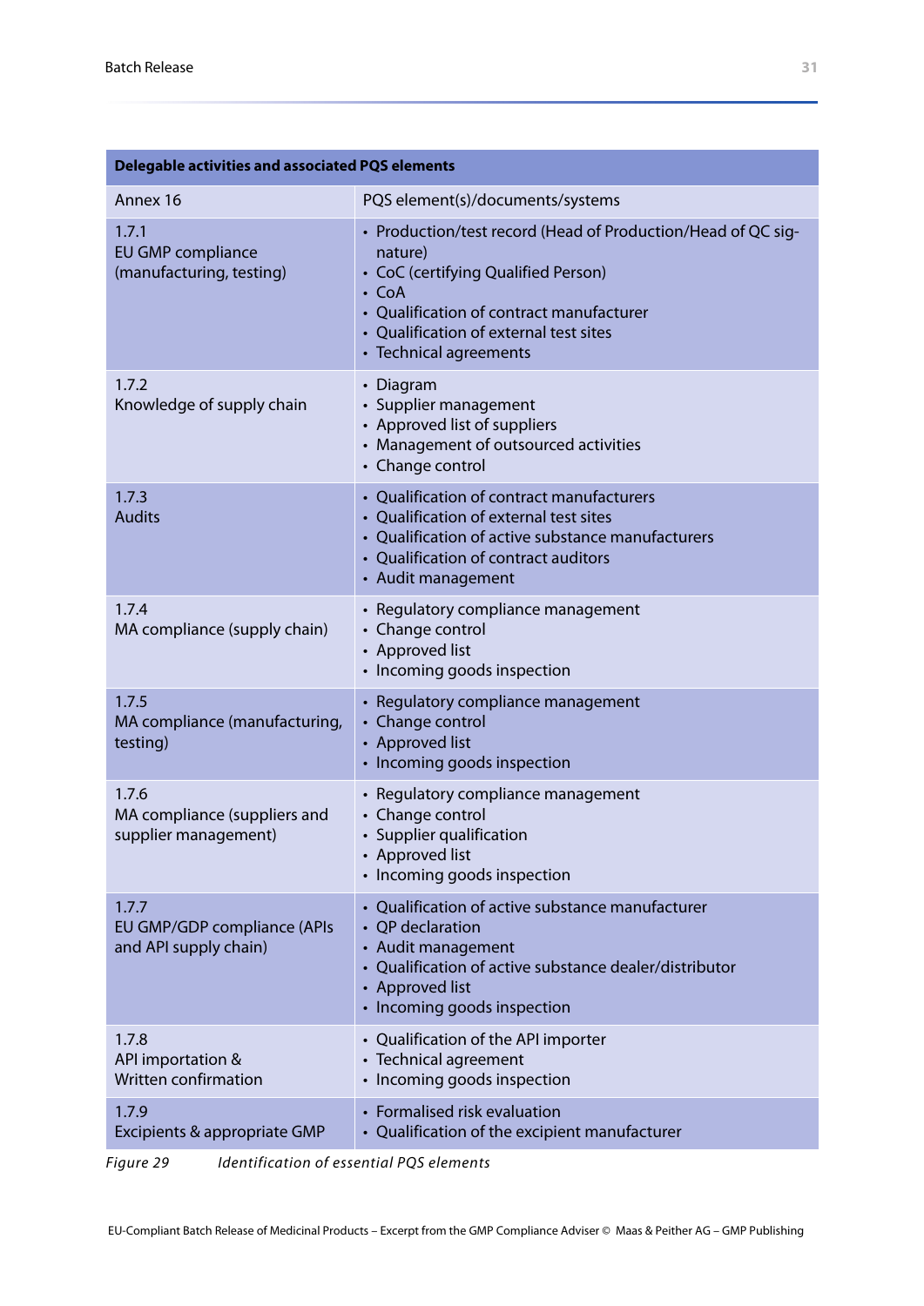| Delegable activities and associated PQS elements | |
|---|---|
| Annex 16 | PQS element(s)/documents/systems |
| 1.7.1<br>EU GMP compliance (manufacturing, testing) | • Production/test record (Head of Production/Head of QC signature)<br>• CoC (certifying Qualified Person)<br>• CoA<br>• Qualification of contract manufacturer<br>• Qualification of external test sites<br>• Technical agreements |
| 1.7.2<br>Knowledge of supply chain | • Diagram<br>• Supplier management<br>• Approved list of suppliers<br>• Management of outsourced activities<br>• Change control |
| 1.7.3<br>Audits | • Qualification of contract manufacturers<br>• Qualification of external test sites<br>• Qualification of active substance manufacturers<br>• Qualification of contract auditors<br>• Audit management |
| 1.7.4<br>MA compliance (supply chain) | • Regulatory compliance management<br>• Change control<br>• Approved list<br>• Incoming goods inspection |
| 1.7.5<br>MA compliance (manufacturing, testing) | • Regulatory compliance management<br>• Change control<br>• Approved list<br>• Incoming goods inspection |
| 1.7.6<br>MA compliance (suppliers and supplier management) | • Regulatory compliance management<br>• Change control<br>• Supplier qualification<br>• Approved list<br>• Incoming goods inspection |
| 1.7.7<br>EU GMP/GDP compliance (APIs and API supply chain) | • Qualification of active substance manufacturer<br>• QP declaration<br>• Audit management<br>• Qualification of active substance dealer/distributor<br>• Approved list<br>• Incoming goods inspection |
| 1.7.8<br>API importation & Written confirmation | • Qualification of the API importer<br>• Technical agreement<br>• Incoming goods inspection |
| 1.7.9<br>Excipients & appropriate GMP | • Formalised risk evaluation<br>• Qualification of the excipient manufacturer |

*Figure 29 Identification of essential PQS elements*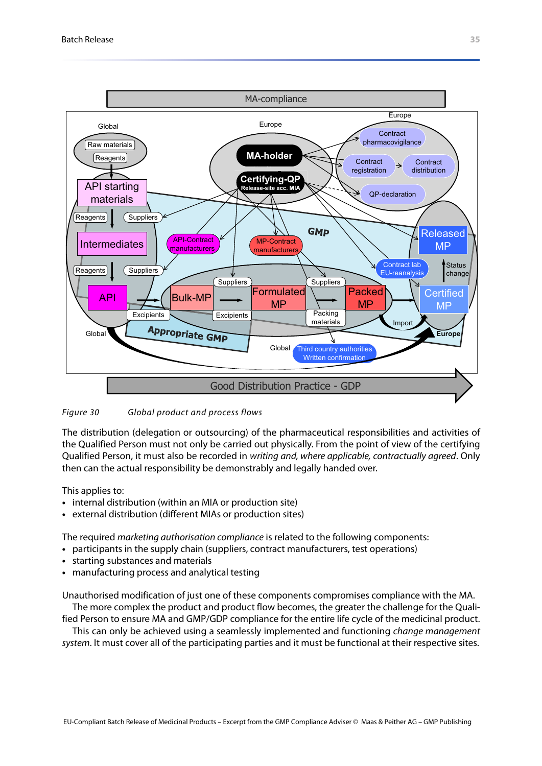*Figure 30 Global product and process flows*

The distribution (delegation or outsourcing) of the pharmaceutical responsibilities and activities of the Qualified Person must not only be carried out physically. From the point of view of the certifying Qualified Person, it must also be recorded in *writing and, where applicable, contractually agreed*. Only then can the actual responsibility be demonstrably and legally handed over.

This applies to:

- internal distribution (within an MIA or production site)
- external distribution (different MIAs or production sites)

The required *marketing authorisation compliance* is related to the following components:

- participants in the supply chain (suppliers, contract manufacturers, test operations)
- starting substances and materials
- manufacturing process and analytical testing

Unauthorised modification of just one of these components compromises compliance with the MA.

The more complex the product and product flow becomes, the greater the challenge for the Qualified Person to ensure MA and GMP/GDP compliance for the entire life cycle of the medicinal product.

This can only be achieved using a seamlessly implemented and functioning *change management system*. It must cover all of the participating parties and it must be functional at their respective sites.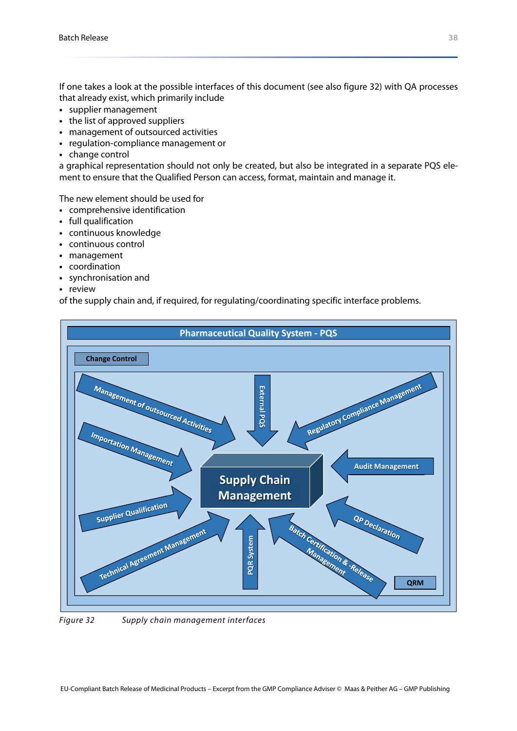If one takes a look at the possible interfaces of this document (see also figure 32) with QA processes that already exist, which primarily include

- supplier management
- the list of approved suppliers
- management of outsourced activities
- regulation-compliance management or
- change control

a graphical representation should not only be created, but also be integrated in a separate PQS element to ensure that the Qualified Person can access, format, maintain and manage it.

The new element should be used for

- comprehensive identification
- full qualification
- continuous knowledge
- continuous control
- management
- coordination
- synchronisation and
- review

of the supply chain and, if required, for regulating/coordinating specific interface problems.

*Figure 32 Supply chain management interfaces*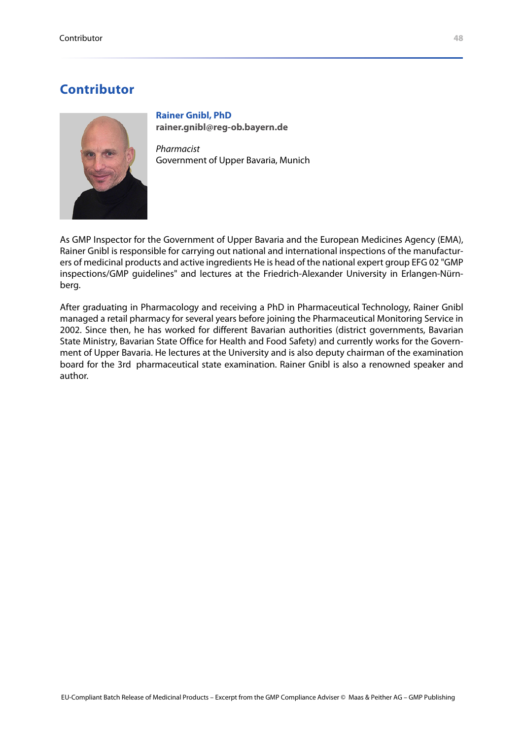# Contributor

**Rainer Gnibl, PhD**
**rainer.gnibl@reg-ob.bayern.de**

*Pharmacist*
Government of Upper Bavaria, Munich

As GMP Inspector for the Government of Upper Bavaria and the European Medicines Agency (EMA), Rainer Gnibl is responsible for carrying out national and international inspections of the manufacturers of medicinal products and active ingredients He is head of the national expert group EFG 02 "GMP inspections/GMP guidelines" and lectures at the Friedrich-Alexander University in Erlangen-Nürnberg.

After graduating in Pharmacology and receiving a PhD in Pharmaceutical Technology, Rainer Gnibl managed a retail pharmacy for several years before joining the Pharmaceutical Monitoring Service in 2002. Since then, he has worked for different Bavarian authorities (district governments, Bavarian State Ministry, Bavarian State Office for Health and Food Safety) and currently works for the Government of Upper Bavaria. He lectures at the University and is also deputy chairman of the examination board for the 3rd pharmaceutical state examination. Rainer Gnibl is also a renowned speaker and author.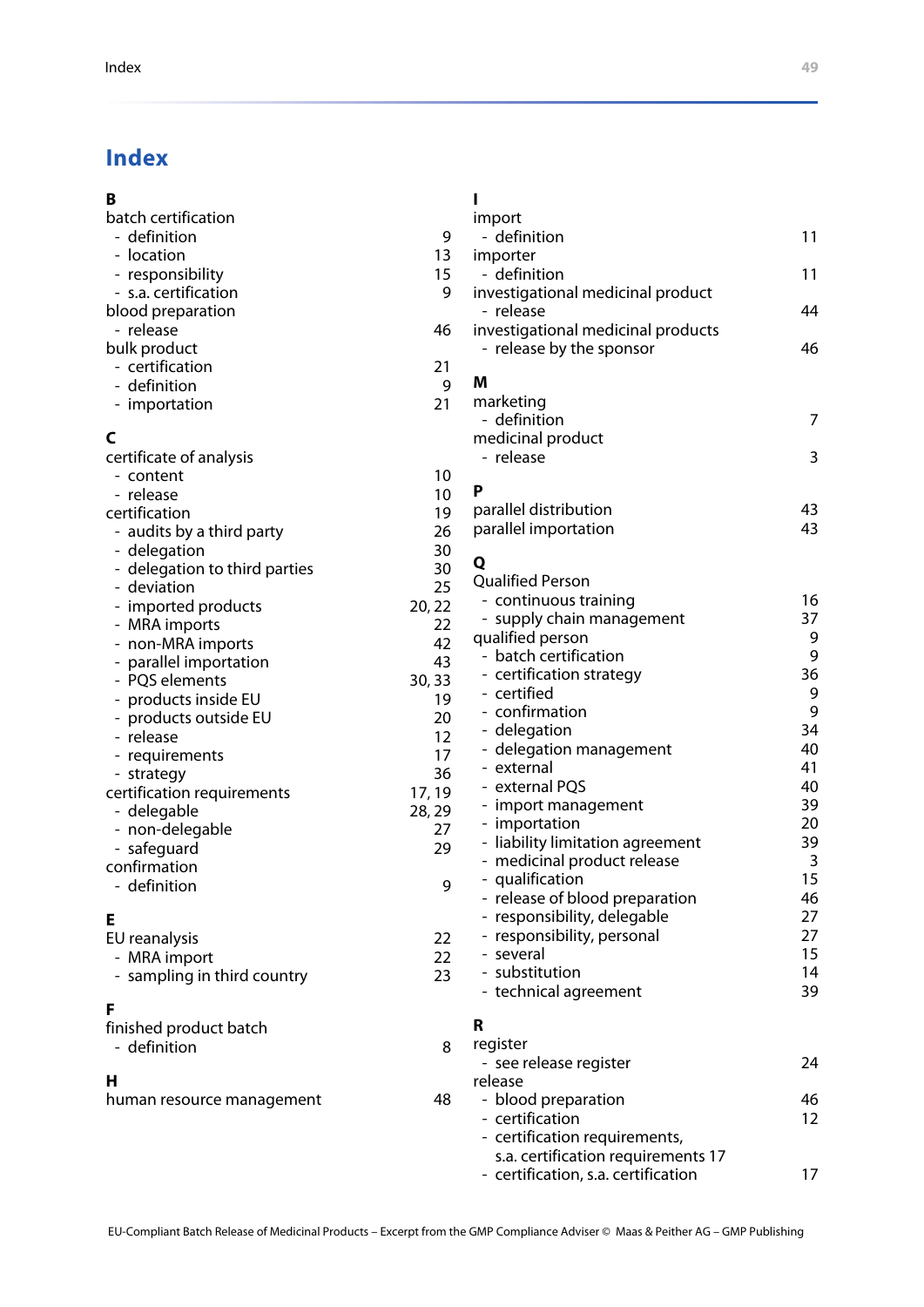# Index

**B**

batch certification
- definition 9
- location 13
- responsibility 15
- s.a. certification 9

blood preparation
- release 46

bulk product
- certification 21
- definition 9
- importation 21

**C**

certificate of analysis
- content 10
- release 10

certification 19
- audits by a third party 26
- delegation 30
- delegation to third parties 30
- deviation 25
- imported products 20, 22
- MRA imports 22
- non-MRA imports 42
- parallel importation 43
- PQS elements 30, 33
- products inside EU 19
- products outside EU 20
- release 12
- requirements 17
- strategy 36

certification requirements 17, 19
- delegable 28, 29
- non-delegable 27
- safeguard 29

confirmation
- definition 9

**E**

EU reanalysis 22
- MRA import 22
- sampling in third country 23

**F**

finished product batch
- definition 8

**H**

human resource management 48

**I**

import
- definition 11

importer
- definition 11

investigational medicinal product
- release 44

investigational medicinal products
- release by the sponsor 46

**M**

marketing
- definition 7

medicinal product
- release 3

**P**

parallel distribution 43

parallel importation 43

**Q**

Qualified Person
- continuous training 16
- supply chain management 37

qualified person 9
- batch certification 9
- certification strategy 36
- certified 9
- confirmation 9
- delegation 34
- delegation management 40
- external 41
- external PQS 40
- import management 39
- importation 20
- liability limitation agreement 39
- medicinal product release 3
- qualification 15
- release of blood preparation 46
- responsibility, delegable 27
- responsibility, personal 27
- several 15
- substitution 14
- technical agreement 39

**R**

register
- see release register 24

release
- blood preparation 46
- certification 12
- certification requirements, s.a. certification requirements 17
- certification, s.a. certification 17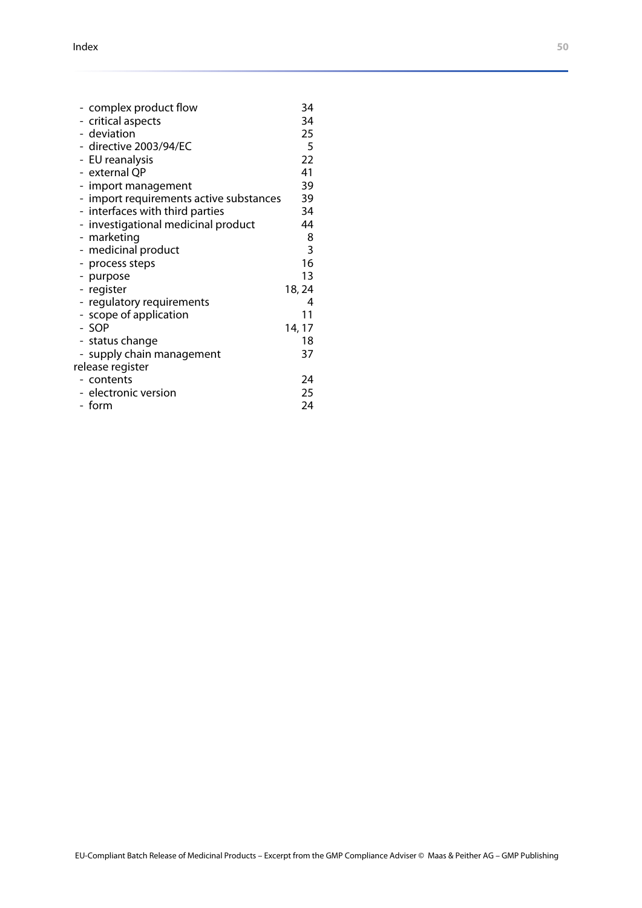- complex product flow 34
- critical aspects 34
- deviation 25
- directive 2003/94/EC 5
- EU reanalysis 22
- external QP 41
- import management 39
- import requirements active substances 39
- interfaces with third parties 34
- investigational medicinal product 44
- marketing 8
- medicinal product 3
- process steps 16
- purpose 13
- register 18, 24
- regulatory requirements 4
- scope of application 11
- SOP 14, 17
- status change 18
- supply chain management 37

release register
- contents 24
- electronic version 25
- form 24